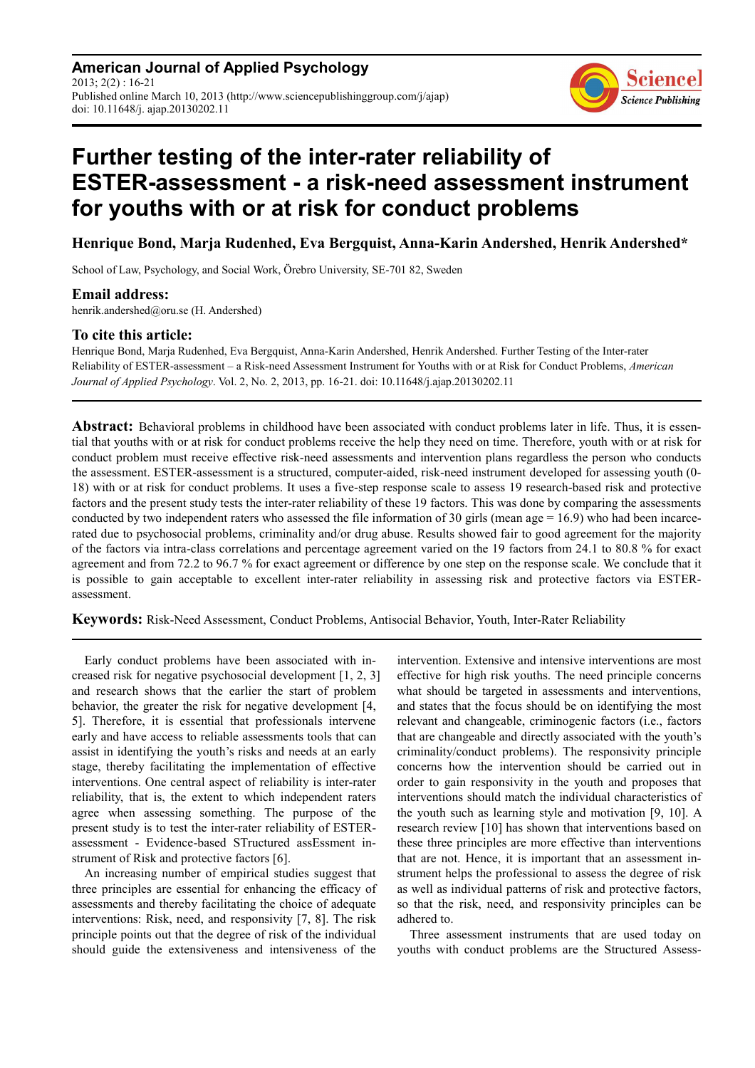# Further testing of the inter-rater reliability of ESTER-assessment - a risk-need assessment instrument for youths with or at risk for conduct problems

**Henrique Bond, Marja Rudenhed, Eva Bergquist, Anna-Karin Andershed, Henrik Andershed***

School of Law, Psychology, and Social Work, Örebro University, SE-701 82, Sweden

## Email address:

henrik.andershed@oru.se (H. Andershed)

## To cite this article:

Henrique Bond, Marja Rudenhed, Eva Bergquist, Anna-Karin Andershed, Henrik Andershed. Further Testing of the Inter-rater Reliability of ESTER-assessment – a Risk-need Assessment Instrument for Youths with or at Risk for Conduct Problems, *American Journal of Applied Psychology*. Vol. 2, No. 2, 2013, pp. 16-21. doi: 10.11648/j.ajap.20130202.11

**Abstract:** Behavioral problems in childhood have been associated with conduct problems later in life. Thus, it is essential that youths with or at risk for conduct problems receive the help they need on time. Therefore, youth with or at risk for conduct problem must receive effective risk-need assessments and intervention plans regardless the person who conducts the assessment. ESTER-assessment is a structured, computer-aided, risk-need instrument developed for assessing youth (0-18) with or at risk for conduct problems. It uses a five-step response scale to assess 19 research-based risk and protective factors and the present study tests the inter-rater reliability of these 19 factors. This was done by comparing the assessments conducted by two independent raters who assessed the file information of 30 girls (mean age = 16.9) who had been incarcerated due to psychosocial problems, criminality and/or drug abuse. Results showed fair to good agreement for the majority of the factors via intra-class correlations and percentage agreement varied on the 19 factors from 24.1 to 80.8 % for exact agreement and from 72.2 to 96.7 % for exact agreement or difference by one step on the response scale. We conclude that it is possible to gain acceptable to excellent inter-rater reliability in assessing risk and protective factors via ESTER-assessment.

**Keywords:** Risk-Need Assessment, Conduct Problems, Antisocial Behavior, Youth, Inter-Rater Reliability

Early conduct problems have been associated with increased risk for negative psychosocial development [1, 2, 3] and research shows that the earlier the start of problem behavior, the greater the risk for negative development [4, 5]. Therefore, it is essential that professionals intervene early and have access to reliable assessments tools that can assist in identifying the youth's risks and needs at an early stage, thereby facilitating the implementation of effective interventions. One central aspect of reliability is inter-rater reliability, that is, the extent to which independent raters agree when assessing something. The purpose of the present study is to test the inter-rater reliability of ESTER-assessment - Evidence-based STructured assEssment instrument of Risk and protective factors [6].

An increasing number of empirical studies suggest that three principles are essential for enhancing the efficacy of assessments and thereby facilitating the choice of adequate interventions: Risk, need, and responsivity [7, 8]. The risk principle points out that the degree of risk of the individual should guide the extensiveness and intensiveness of the intervention. Extensive and intensive interventions are most effective for high risk youths. The need principle concerns what should be targeted in assessments and interventions, and states that the focus should be on identifying the most relevant and changeable, criminogenic factors (i.e., factors that are changeable and directly associated with the youth's criminality/conduct problems). The responsivity principle concerns how the intervention should be carried out in order to gain responsivity in the youth and proposes that interventions should match the individual characteristics of the youth such as learning style and motivation [9, 10]. A research review [10] has shown that interventions based on these three principles are more effective than interventions that are not. Hence, it is important that an assessment instrument helps the professional to assess the degree of risk as well as individual patterns of risk and protective factors, so that the risk, need, and responsivity principles can be adhered to.

Three assessment instruments that are used today on youths with conduct problems are the Structured Assess-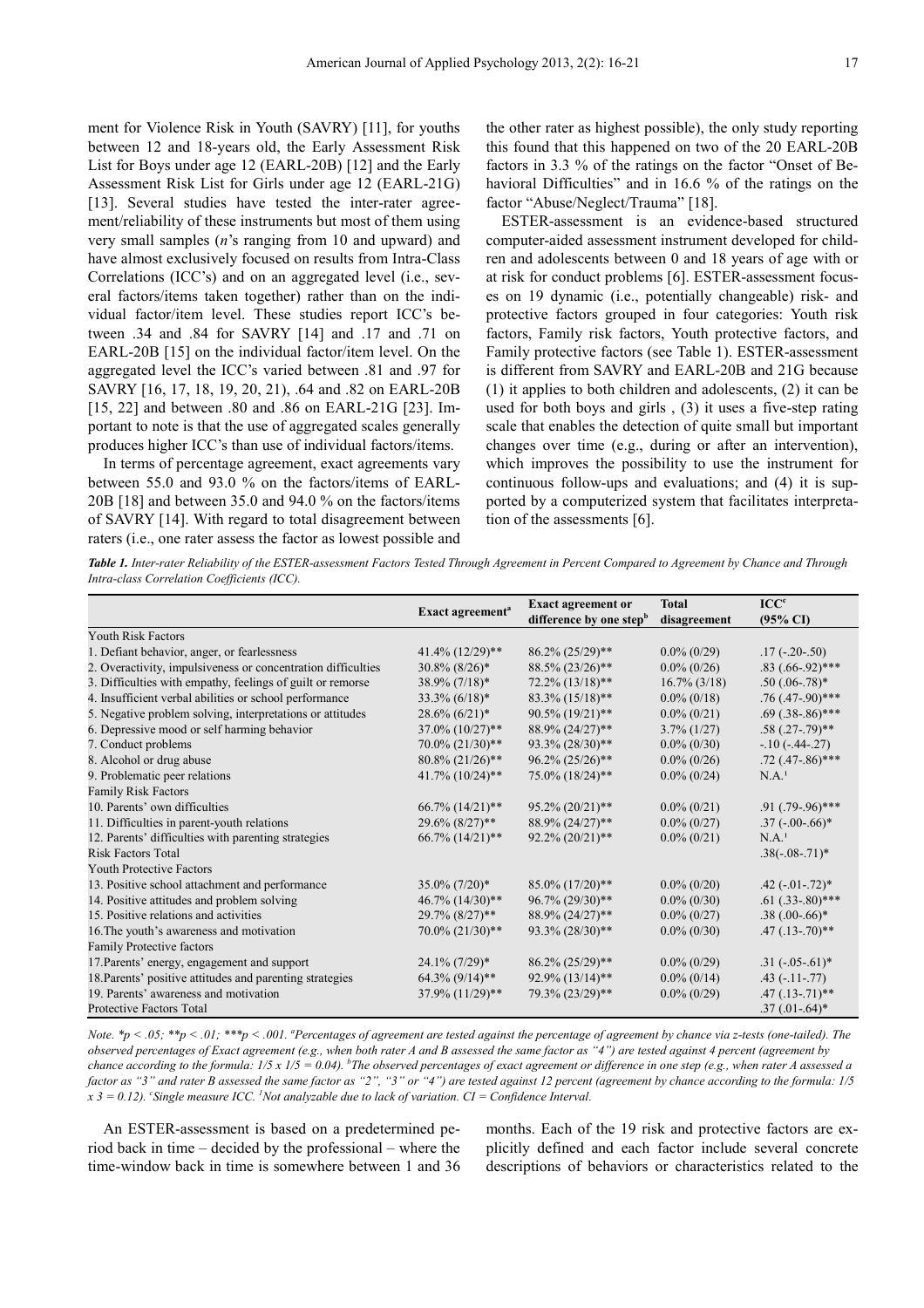ment for Violence Risk in Youth (SAVRY) [11], for youths between 12 and 18-years old, the Early Assessment Risk List for Boys under age 12 (EARL-20B) [12] and the Early Assessment Risk List for Girls under age 12 (EARL-21G) [13]. Several studies have tested the inter-rater agreement/reliability of these instruments but most of them using very small samples (*n*'s ranging from 10 and upward) and have almost exclusively focused on results from Intra-Class Correlations (ICC's) and on an aggregated level (i.e., several factors/items taken together) rather than on the individual factor/item level. These studies report ICC's between .34 and .84 for SAVRY [14] and .17 and .71 on EARL-20B [15] on the individual factor/item level. On the aggregated level the ICC's varied between .81 and .97 for SAVRY [16, 17, 18, 19, 20, 21), .64 and .82 on EARL-20B [15, 22] and between .80 and .86 on EARL-21G [23]. Important to note is that the use of aggregated scales generally produces higher ICC's than use of individual factors/items.

In terms of percentage agreement, exact agreements vary between 55.0 and 93.0 % on the factors/items of EARL-20B [18] and between 35.0 and 94.0 % on the factors/items of SAVRY [14]. With regard to total disagreement between raters (i.e., one rater assess the factor as lowest possible and the other rater as highest possible), the only study reporting this found that this happened on two of the 20 EARL-20B factors in 3.3 % of the ratings on the factor "Onset of Behavioral Difficulties" and in 16.6 % of the ratings on the factor "Abuse/Neglect/Trauma" [18].

ESTER-assessment is an evidence-based structured computer-aided assessment instrument developed for children and adolescents between 0 and 18 years of age with or at risk for conduct problems [6]. ESTER-assessment focuses on 19 dynamic (i.e., potentially changeable) risk- and protective factors grouped in four categories: Youth risk factors, Family risk factors, Youth protective factors, and Family protective factors (see Table 1). ESTER-assessment is different from SAVRY and EARL-20B and 21G because (1) it applies to both children and adolescents, (2) it can be used for both boys and girls , (3) it uses a five-step rating scale that enables the detection of quite small but important changes over time (e.g., during or after an intervention), which improves the possibility to use the instrument for continuous follow-ups and evaluations; and (4) it is supported by a computerized system that facilitates interpretation of the assessments [6].

***Table 1.*** *Inter-rater Reliability of the ESTER-assessment Factors Tested Through Agreement in Percent Compared to Agreement by Chance and Through Intra-class Correlation Coefficients (ICC).*

| | Exact agreement[a] | Exact agreement or difference by one step[b] | Total disagreement | ICC[c] (95% CI) |
|---|---|---|---|---|
| Youth Risk Factors | | | | |
| 1. Defiant behavior, anger, or fearlessness | 41.4% (12/29)** | 86.2% (25/29)** | 0.0% (0/29) | .17 (-.20-.50) |
| 2. Overactivity, impulsiveness or concentration difficulties | 30.8% (8/26)* | 88.5% (23/26)** | 0.0% (0/26) | .83 (.66-.92)*** |
| 3. Difficulties with empathy, feelings of guilt or remorse | 38.9% (7/18)* | 72.2% (13/18)** | 16.7% (3/18) | .50 (.06-.78)* |
| 4. Insufficient verbal abilities or school performance | 33.3% (6/18)* | 83.3% (15/18)** | 0.0% (0/18) | .76 (.47-.90)*** |
| 5. Negative problem solving, interpretations or attitudes | 28.6% (6/21)* | 90.5% (19/21)** | 0.0% (0/21) | .69 (.38-.86)*** |
| 6. Depressive mood or self harming behavior | 37.0% (10/27)** | 88.9% (24/27)** | 3.7% (1/27) | .58 (.27-.79)** |
| 7. Conduct problems | 70.0% (21/30)** | 93.3% (28/30)** | 0.0% (0/30) | -.10 (-.44-.27) |
| 8. Alcohol or drug abuse | 80.8% (21/26)** | 96.2% (25/26)** | 0.0% (0/26) | .72 (.47-.86)*** |
| 9. Problematic peer relations | 41.7% (10/24)** | 75.0% (18/24)** | 0.0% (0/24) | N.A.[1] |
| Family Risk Factors | | | | |
| 10. Parents' own difficulties | 66.7% (14/21)** | 95.2% (20/21)** | 0.0% (0/21) | .91 (.79-.96)*** |
| 11. Difficulties in parent-youth relations | 29.6% (8/27)** | 88.9% (24/27)** | 0.0% (0/27) | .37 (-.00-.66)* |
| 12. Parents' difficulties with parenting strategies | 66.7% (14/21)** | 92.2% (20/21)** | 0.0% (0/21) | N.A.[1] |
| Risk Factors Total | | | | .38(-.08-.71)* |
| Youth Protective Factors | | | | |
| 13. Positive school attachment and performance | 35.0% (7/20)* | 85.0% (17/20)** | 0.0% (0/20) | .42 (-.01-.72)* |
| 14. Positive attitudes and problem solving | 46.7% (14/30)** | 96.7% (29/30)** | 0.0% (0/30) | .61 (.33-.80)*** |
| 15. Positive relations and activities | 29.7% (8/27)** | 88.9% (24/27)** | 0.0% (0/27) | .38 (.00-.66)* |
| 16.The youth's awareness and motivation | 70.0% (21/30)** | 93.3% (28/30)** | 0.0% (0/30) | .47 (.13-.70)** |
| Family Protective factors | | | | |
| 17.Parents' energy, engagement and support | 24.1% (7/29)* | 86.2% (25/29)** | 0.0% (0/29) | .31 (-.05-.61)* |
| 18.Parents' positive attitudes and parenting strategies | 64.3% (9/14)** | 92.9% (13/14)** | 0.0% (0/14) | .43 (-.11-.77) |
| 19. Parents' awareness and motivation | 37.9% (11/29)** | 79.3% (23/29)** | 0.0% (0/29) | .47 (.13-.71)** |
| Protective Factors Total | | | | .37 (.01-.64)* |

*Note. *p < .05; **p < .01; ***p < .001. [a]Percentages of agreement are tested against the percentage of agreement by chance via z-tests (one-tailed). The observed percentages of Exact agreement (e.g., when both rater A and B assessed the same factor as "4") are tested against 4 percent (agreement by chance according to the formula: 1/5 x 1/5 = 0.04). [b]The observed percentages of exact agreement or difference in one step (e.g., when rater A assessed a factor as "3" and rater B assessed the same factor as "2", "3" or "4") are tested against 12 percent (agreement by chance according to the formula: 1/5 x 3 = 0.12). [c]Single measure ICC. [1]Not analyzable due to lack of variation. CI = Confidence Interval.*

An ESTER-assessment is based on a predetermined period back in time – decided by the professional – where the time-window back in time is somewhere between 1 and 36 months. Each of the 19 risk and protective factors are explicitly defined and each factor include several concrete descriptions of behaviors or characteristics related to the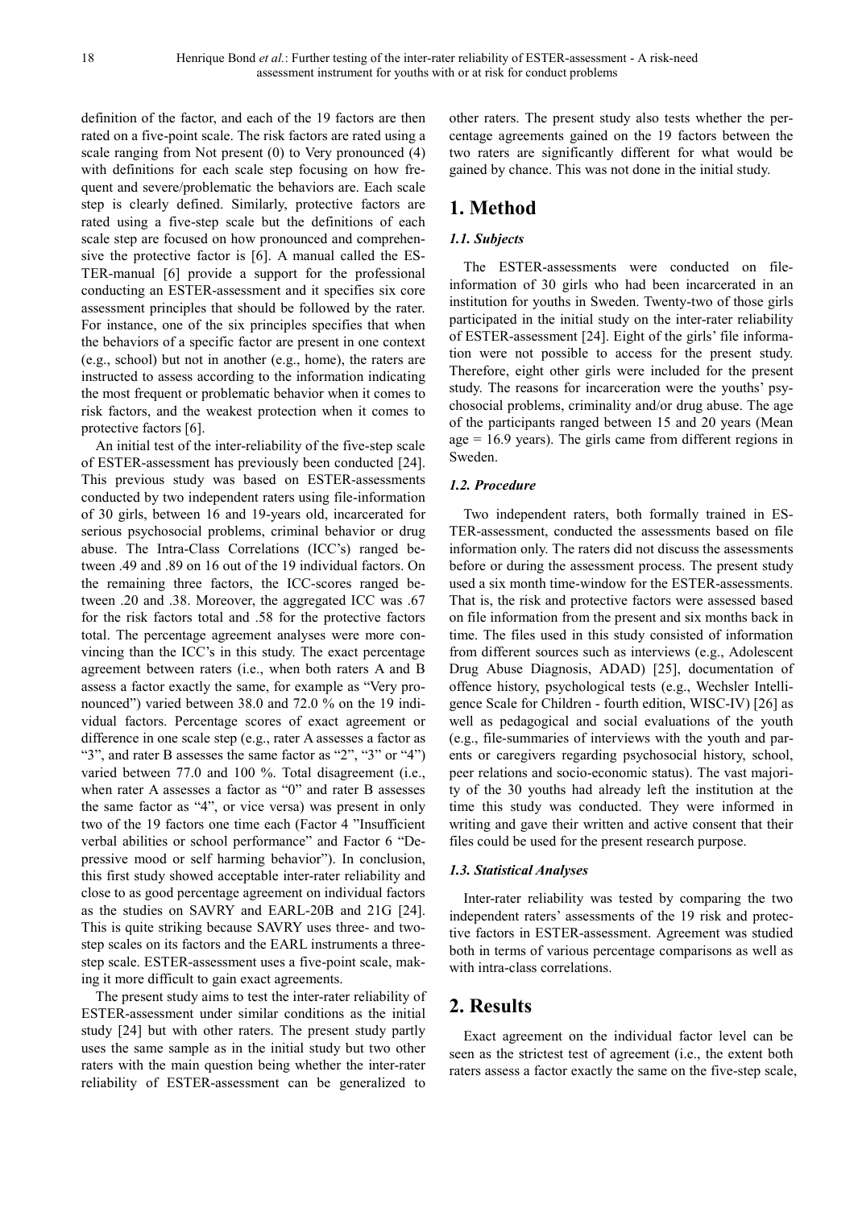definition of the factor, and each of the 19 factors are then rated on a five-point scale. The risk factors are rated using a scale ranging from Not present (0) to Very pronounced (4) with definitions for each scale step focusing on how frequent and severe/problematic the behaviors are. Each scale step is clearly defined. Similarly, protective factors are rated using a five-step scale but the definitions of each scale step are focused on how pronounced and comprehensive the protective factor is [6]. A manual called the ESTER-manual [6] provide a support for the professional conducting an ESTER-assessment and it specifies six core assessment principles that should be followed by the rater. For instance, one of the six principles specifies that when the behaviors of a specific factor are present in one context (e.g., school) but not in another (e.g., home), the raters are instructed to assess according to the information indicating the most frequent or problematic behavior when it comes to risk factors, and the weakest protection when it comes to protective factors [6].

An initial test of the inter-reliability of the five-step scale of ESTER-assessment has previously been conducted [24]. This previous study was based on ESTER-assessments conducted by two independent raters using file-information of 30 girls, between 16 and 19-years old, incarcerated for serious psychosocial problems, criminal behavior or drug abuse. The Intra-Class Correlations (ICC's) ranged between .49 and .89 on 16 out of the 19 individual factors. On the remaining three factors, the ICC-scores ranged between .20 and .38. Moreover, the aggregated ICC was .67 for the risk factors total and .58 for the protective factors total. The percentage agreement analyses were more convincing than the ICC's in this study. The exact percentage agreement between raters (i.e., when both raters A and B assess a factor exactly the same, for example as "Very pronounced") varied between 38.0 and 72.0 % on the 19 individual factors. Percentage scores of exact agreement or difference in one scale step (e.g., rater A assesses a factor as "3", and rater B assesses the same factor as "2", "3" or "4") varied between 77.0 and 100 %. Total disagreement (i.e., when rater A assesses a factor as "0" and rater B assesses the same factor as "4", or vice versa) was present in only two of the 19 factors one time each (Factor 4 "Insufficient verbal abilities or school performance" and Factor 6 "Depressive mood or self harming behavior"). In conclusion, this first study showed acceptable inter-rater reliability and close to as good percentage agreement on individual factors as the studies on SAVRY and EARL-20B and 21G [24]. This is quite striking because SAVRY uses three- and two-step scales on its factors and the EARL instruments a three-step scale. ESTER-assessment uses a five-point scale, making it more difficult to gain exact agreements.

The present study aims to test the inter-rater reliability of ESTER-assessment under similar conditions as the initial study [24] but with other raters. The present study partly uses the same sample as in the initial study but two other raters with the main question being whether the inter-rater reliability of ESTER-assessment can be generalized to other raters. The present study also tests whether the percentage agreements gained on the 19 factors between the two raters are significantly different for what would be gained by chance. This was not done in the initial study.

# 1. Method

### *1.1. Subjects*

The ESTER-assessments were conducted on file-information of 30 girls who had been incarcerated in an institution for youths in Sweden. Twenty-two of those girls participated in the initial study on the inter-rater reliability of ESTER-assessment [24]. Eight of the girls' file information were not possible to access for the present study. Therefore, eight other girls were included for the present study. The reasons for incarceration were the youths' psychosocial problems, criminality and/or drug abuse. The age of the participants ranged between 15 and 20 years (Mean age = 16.9 years). The girls came from different regions in Sweden.

### *1.2. Procedure*

Two independent raters, both formally trained in ESTER-assessment, conducted the assessments based on file information only. The raters did not discuss the assessments before or during the assessment process. The present study used a six month time-window for the ESTER-assessments. That is, the risk and protective factors were assessed based on file information from the present and six months back in time. The files used in this study consisted of information from different sources such as interviews (e.g., Adolescent Drug Abuse Diagnosis, ADAD) [25], documentation of offence history, psychological tests (e.g., Wechsler Intelligence Scale for Children - fourth edition, WISC-IV) [26] as well as pedagogical and social evaluations of the youth (e.g., file-summaries of interviews with the youth and parents or caregivers regarding psychosocial history, school, peer relations and socio-economic status). The vast majority of the 30 youths had already left the institution at the time this study was conducted. They were informed in writing and gave their written and active consent that their files could be used for the present research purpose.

### *1.3. Statistical Analyses*

Inter-rater reliability was tested by comparing the two independent raters' assessments of the 19 risk and protective factors in ESTER-assessment. Agreement was studied both in terms of various percentage comparisons as well as with intra-class correlations.

# 2. Results

Exact agreement on the individual factor level can be seen as the strictest test of agreement (i.e., the extent both raters assess a factor exactly the same on the five-step scale,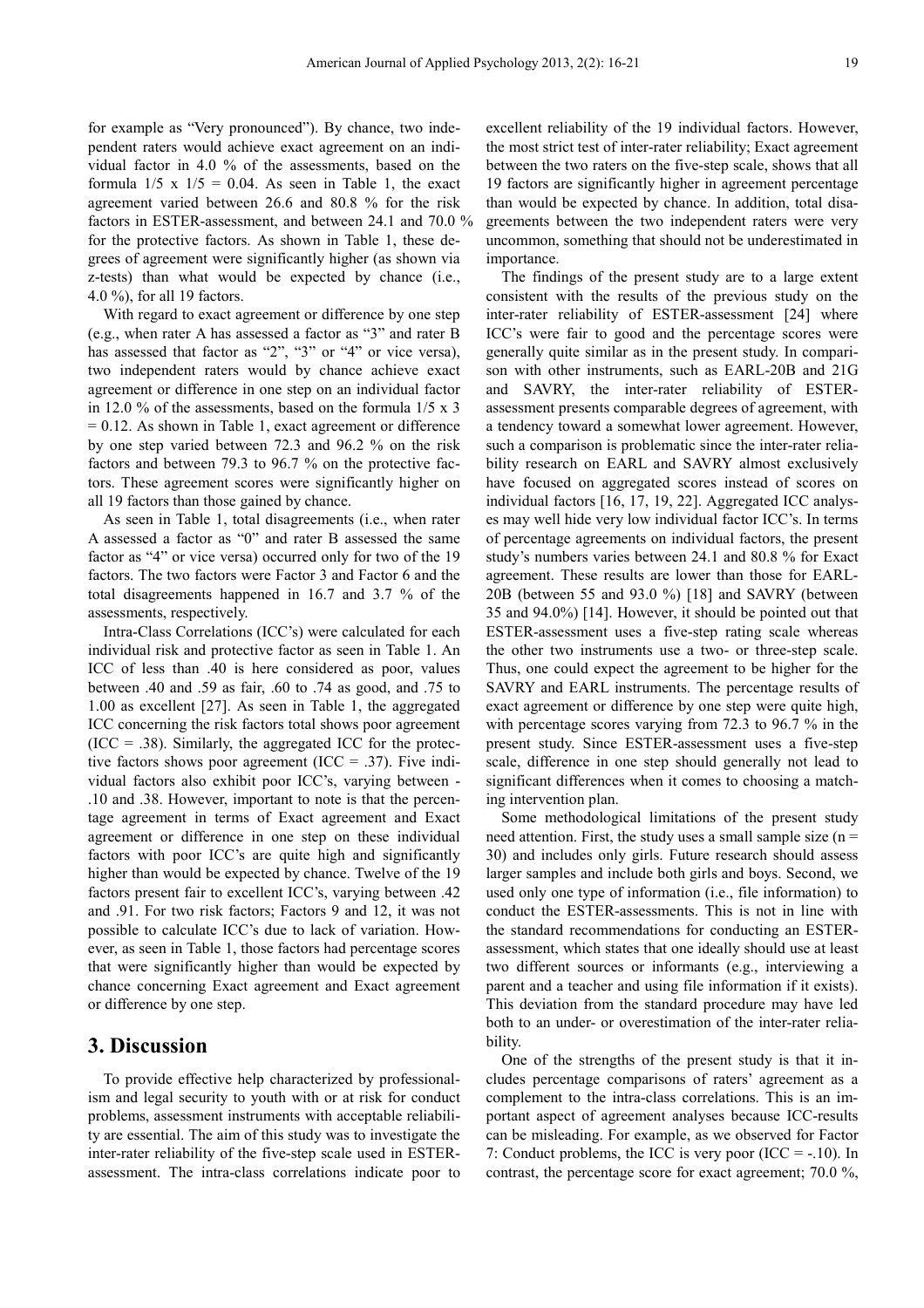for example as "Very pronounced"). By chance, two independent raters would achieve exact agreement on an individual factor in 4.0 % of the assessments, based on the formula 1/5 x 1/5 = 0.04. As seen in Table 1, the exact agreement varied between 26.6 and 80.8 % for the risk factors in ESTER-assessment, and between 24.1 and 70.0 % for the protective factors. As shown in Table 1, these degrees of agreement were significantly higher (as shown via z-tests) than what would be expected by chance (i.e., 4.0 %), for all 19 factors.

With regard to exact agreement or difference by one step (e.g., when rater A has assessed a factor as "3" and rater B has assessed that factor as "2", "3" or "4" or vice versa), two independent raters would by chance achieve exact agreement or difference in one step on an individual factor in 12.0 % of the assessments, based on the formula 1/5 x 3 = 0.12. As shown in Table 1, exact agreement or difference by one step varied between 72.3 and 96.2 % on the risk factors and between 79.3 to 96.7 % on the protective factors. These agreement scores were significantly higher on all 19 factors than those gained by chance.

As seen in Table 1, total disagreements (i.e., when rater A assessed a factor as "0" and rater B assessed the same factor as "4" or vice versa) occurred only for two of the 19 factors. The two factors were Factor 3 and Factor 6 and the total disagreements happened in 16.7 and 3.7 % of the assessments, respectively.

Intra-Class Correlations (ICC's) were calculated for each individual risk and protective factor as seen in Table 1. An ICC of less than .40 is here considered as poor, values between .40 and .59 as fair, .60 to .74 as good, and .75 to 1.00 as excellent [27]. As seen in Table 1, the aggregated ICC concerning the risk factors total shows poor agreement (ICC = .38). Similarly, the aggregated ICC for the protective factors shows poor agreement (ICC = .37). Five individual factors also exhibit poor ICC's, varying between -.10 and .38. However, important to note is that the percentage agreement in terms of Exact agreement and Exact agreement or difference in one step on these individual factors with poor ICC's are quite high and significantly higher than would be expected by chance. Twelve of the 19 factors present fair to excellent ICC's, varying between .42 and .91. For two risk factors; Factors 9 and 12, it was not possible to calculate ICC's due to lack of variation. However, as seen in Table 1, those factors had percentage scores that were significantly higher than would be expected by chance concerning Exact agreement and Exact agreement or difference by one step.

## 3. Discussion

To provide effective help characterized by professionalism and legal security to youth with or at risk for conduct problems, assessment instruments with acceptable reliability are essential. The aim of this study was to investigate the inter-rater reliability of the five-step scale used in ESTER-assessment. The intra-class correlations indicate poor to excellent reliability of the 19 individual factors. However, the most strict test of inter-rater reliability; Exact agreement between the two raters on the five-step scale, shows that all 19 factors are significantly higher in agreement percentage than would be expected by chance. In addition, total disagreements between the two independent raters were very uncommon, something that should not be underestimated in importance.

The findings of the present study are to a large extent consistent with the results of the previous study on the inter-rater reliability of ESTER-assessment [24] where ICC's were fair to good and the percentage scores were generally quite similar as in the present study. In comparison with other instruments, such as EARL-20B and 21G and SAVRY, the inter-rater reliability of ESTER-assessment presents comparable degrees of agreement, with a tendency toward a somewhat lower agreement. However, such a comparison is problematic since the inter-rater reliability research on EARL and SAVRY almost exclusively have focused on aggregated scores instead of scores on individual factors [16, 17, 19, 22]. Aggregated ICC analyses may well hide very low individual factor ICC's. In terms of percentage agreements on individual factors, the present study's numbers varies between 24.1 and 80.8 % for Exact agreement. These results are lower than those for EARL-20B (between 55 and 93.0 %) [18] and SAVRY (between 35 and 94.0%) [14]. However, it should be pointed out that ESTER-assessment uses a five-step rating scale whereas the other two instruments use a two- or three-step scale. Thus, one could expect the agreement to be higher for the SAVRY and EARL instruments. The percentage results of exact agreement or difference by one step were quite high, with percentage scores varying from 72.3 to 96.7 % in the present study. Since ESTER-assessment uses a five-step scale, difference in one step should generally not lead to significant differences when it comes to choosing a matching intervention plan.

Some methodological limitations of the present study need attention. First, the study uses a small sample size (n = 30) and includes only girls. Future research should assess larger samples and include both girls and boys. Second, we used only one type of information (i.e., file information) to conduct the ESTER-assessments. This is not in line with the standard recommendations for conducting an ESTER-assessment, which states that one ideally should use at least two different sources or informants (e.g., interviewing a parent and a teacher and using file information if it exists). This deviation from the standard procedure may have led both to an under- or overestimation of the inter-rater reliability.

One of the strengths of the present study is that it includes percentage comparisons of raters' agreement as a complement to the intra-class correlations. This is an important aspect of agreement analyses because ICC-results can be misleading. For example, as we observed for Factor 7: Conduct problems, the ICC is very poor (ICC = -.10). In contrast, the percentage score for exact agreement; 70.0 %,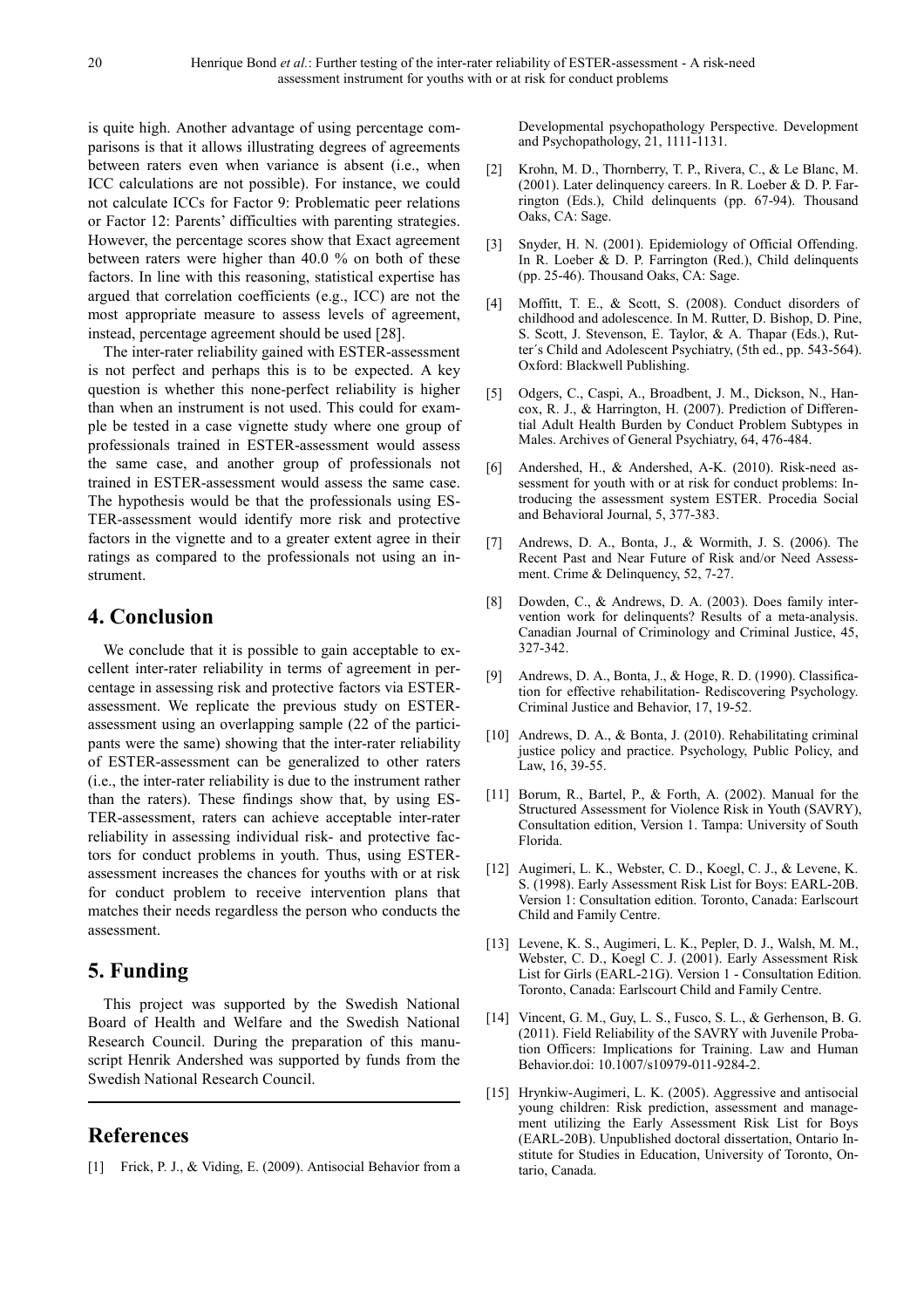is quite high. Another advantage of using percentage comparisons is that it allows illustrating degrees of agreements between raters even when variance is absent (i.e., when ICC calculations are not possible). For instance, we could not calculate ICCs for Factor 9: Problematic peer relations or Factor 12: Parents' difficulties with parenting strategies. However, the percentage scores show that Exact agreement between raters were higher than 40.0 % on both of these factors. In line with this reasoning, statistical expertise has argued that correlation coefficients (e.g., ICC) are not the most appropriate measure to assess levels of agreement, instead, percentage agreement should be used [28].

The inter-rater reliability gained with ESTER-assessment is not perfect and perhaps this is to be expected. A key question is whether this none-perfect reliability is higher than when an instrument is not used. This could for example be tested in a case vignette study where one group of professionals trained in ESTER-assessment would assess the same case, and another group of professionals not trained in ESTER-assessment would assess the same case. The hypothesis would be that the professionals using ESTER-assessment would identify more risk and protective factors in the vignette and to a greater extent agree in their ratings as compared to the professionals not using an instrument.

## 4. Conclusion

We conclude that it is possible to gain acceptable to excellent inter-rater reliability in terms of agreement in percentage in assessing risk and protective factors via ESTER-assessment. We replicate the previous study on ESTER-assessment using an overlapping sample (22 of the participants were the same) showing that the inter-rater reliability of ESTER-assessment can be generalized to other raters (i.e., the inter-rater reliability is due to the instrument rather than the raters). These findings show that, by using ESTER-assessment, raters can achieve acceptable inter-rater reliability in assessing individual risk- and protective factors for conduct problems in youth. Thus, using ESTER-assessment increases the chances for youths with or at risk for conduct problem to receive intervention plans that matches their needs regardless the person who conducts the assessment.

## 5. Funding

This project was supported by the Swedish National Board of Health and Welfare and the Swedish National Research Council. During the preparation of this manuscript Henrik Andershed was supported by funds from the Swedish National Research Council.

## References

[1] Frick, P. J., & Viding, E. (2009). Antisocial Behavior from a Developmental psychopathology Perspective. Development and Psychopathology, 21, 1111-1131.

[2] Krohn, M. D., Thornberry, T. P., Rivera, C., & Le Blanc, M. (2001). Later delinquency careers. In R. Loeber & D. P. Farrington (Eds.), Child delinquents (pp. 67-94). Thousand Oaks, CA: Sage.

[3] Snyder, H. N. (2001). Epidemiology of Official Offending. In R. Loeber & D. P. Farrington (Red.), Child delinquents (pp. 25-46). Thousand Oaks, CA: Sage.

[4] Moffitt, T. E., & Scott, S. (2008). Conduct disorders of childhood and adolescence. In M. Rutter, D. Bishop, D. Pine, S. Scott, J. Stevenson, E. Taylor, & A. Thapar (Eds.), Rutter´s Child and Adolescent Psychiatry, (5th ed., pp. 543-564). Oxford: Blackwell Publishing.

[5] Odgers, C., Caspi, A., Broadbent, J. M., Dickson, N., Hancox, R. J., & Harrington, H. (2007). Prediction of Differential Adult Health Burden by Conduct Problem Subtypes in Males. Archives of General Psychiatry, 64, 476-484.

[6] Andershed, H., & Andershed, A-K. (2010). Risk-need assessment for youth with or at risk for conduct problems: Introducing the assessment system ESTER. Procedia Social and Behavioral Journal, 5, 377-383.

[7] Andrews, D. A., Bonta, J., & Wormith, J. S. (2006). The Recent Past and Near Future of Risk and/or Need Assessment. Crime & Delinquency, 52, 7-27.

[8] Dowden, C., & Andrews, D. A. (2003). Does family intervention work for delinquents? Results of a meta-analysis. Canadian Journal of Criminology and Criminal Justice, 45, 327-342.

[9] Andrews, D. A., Bonta, J., & Hoge, R. D. (1990). Classification for effective rehabilitation- Rediscovering Psychology. Criminal Justice and Behavior, 17, 19-52.

[10] Andrews, D. A., & Bonta, J. (2010). Rehabilitating criminal justice policy and practice. Psychology, Public Policy, and Law, 16, 39-55.

[11] Borum, R., Bartel, P., & Forth, A. (2002). Manual for the Structured Assessment for Violence Risk in Youth (SAVRY), Consultation edition, Version 1. Tampa: University of South Florida.

[12] Augimeri, L. K., Webster, C. D., Koegl, C. J., & Levene, K. S. (1998). Early Assessment Risk List for Boys: EARL-20B. Version 1: Consultation edition. Toronto, Canada: Earlscourt Child and Family Centre.

[13] Levene, K. S., Augimeri, L. K., Pepler, D. J., Walsh, M. M., Webster, C. D., Koegl C. J. (2001). Early Assessment Risk List for Girls (EARL-21G). Version 1 - Consultation Edition. Toronto, Canada: Earlscourt Child and Family Centre.

[14] Vincent, G. M., Guy, L. S., Fusco, S. L., & Gerhenson, B. G. (2011). Field Reliability of the SAVRY with Juvenile Probation Officers: Implications for Training. Law and Human Behavior.doi: 10.1007/s10979-011-9284-2.

[15] Hrynkiw-Augimeri, L. K. (2005). Aggressive and antisocial young children: Risk prediction, assessment and management utilizing the Early Assessment Risk List for Boys (EARL-20B). Unpublished doctoral dissertation, Ontario Institute for Studies in Education, University of Toronto, Ontario, Canada.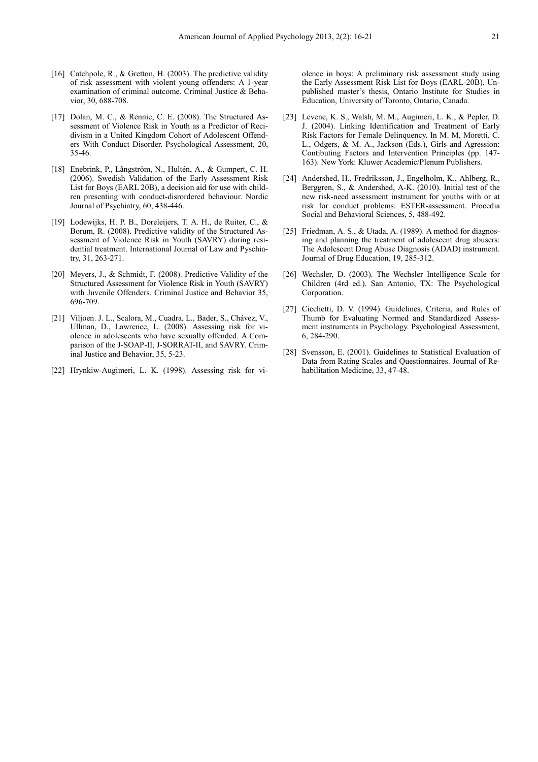[16] Catchpole, R., & Gretton, H. (2003). The predictive validity of risk assessment with violent young offenders: A 1-year examination of criminal outcome. Criminal Justice & Behavior, 30, 688-708.

[17] Dolan, M. C., & Rennie, C. E. (2008). The Structured Assessment of Violence Risk in Youth as a Predictor of Recidivism in a United Kingdom Cohort of Adolescent Offenders With Conduct Disorder. Psychological Assessment, 20, 35-46.

[18] Enebrink, P., Långström, N., Hultén, A., & Gumpert, C. H. (2006). Swedish Validation of the Early Assessment Risk List for Boys (EARL 20B), a decision aid for use with children presenting with conduct-disrordered behaviour. Nordic Journal of Psychiatry, 60, 438-446.

[19] Lodewijks, H. P. B., Doreleijers, T. A. H., de Ruiter, C., & Borum, R. (2008). Predictive validity of the Structured Assessment of Violence Risk in Youth (SAVRY) during residential treatment. International Journal of Law and Pyschiatry, 31, 263-271.

[20] Meyers, J., & Schmidt, F. (2008). Predictive Validity of the Structured Assessment for Violence Risk in Youth (SAVRY) with Juvenile Offenders. Criminal Justice and Behavior 35, 696-709.

[21] Viljoen. J. L., Scalora, M., Cuadra, L., Bader, S., Chávez, V., Ullman, D., Lawrence, L. (2008). Assessing risk for violence in adolescents who have sexually offended. A Comparison of the J-SOAP-II, J-SORRAT-II, and SAVRY. Criminal Justice and Behavior, 35, 5-23.

[22] Hrynkiw-Augimeri, L. K. (1998). Assessing risk for violence in boys: A preliminary risk assessment study using the Early Assessment Risk List for Boys (EARL-20B). Unpublished master's thesis, Ontario Institute for Studies in Education, University of Toronto, Ontario, Canada.

[23] Levene, K. S., Walsh, M. M., Augimeri, L. K., & Pepler, D. J. (2004). Linking Identification and Treatment of Early Risk Factors for Female Delinquency. In M. M, Moretti, C. L., Odgers, & M. A., Jackson (Eds.), Girls and Agression: Contibuting Factors and Intervention Principles (pp. 147-163). New York: Kluwer Academic/Plenum Publishers.

[24] Andershed, H., Fredriksson, J., Engelholm, K., Ahlberg, R., Berggren, S., & Andershed, A-K. (2010). Initial test of the new risk-need assessment instrument for youths with or at risk for conduct problems: ESTER-assessment. Procedia Social and Behavioral Sciences, 5, 488-492.

[25] Friedman, A. S., & Utada, A. (1989). A method for diagnosing and planning the treatment of adolescent drug abusers: The Adolescent Drug Abuse Diagnosis (ADAD) instrument. Journal of Drug Education, 19, 285-312.

[26] Wechsler, D. (2003). The Wechsler Intelligence Scale for Children (4rd ed.). San Antonio, TX: The Psychological Corporation.

[27] Cicchetti, D. V. (1994). Guidelines, Criteria, and Rules of Thumb for Evaluating Normed and Standardized Assessment instruments in Psychology. Psychological Assessment, 6, 284-290.

[28] Svensson, E. (2001). Guidelines to Statistical Evaluation of Data from Rating Scales and Questionnaires. Journal of Rehabilitation Medicine, 33, 47-48.